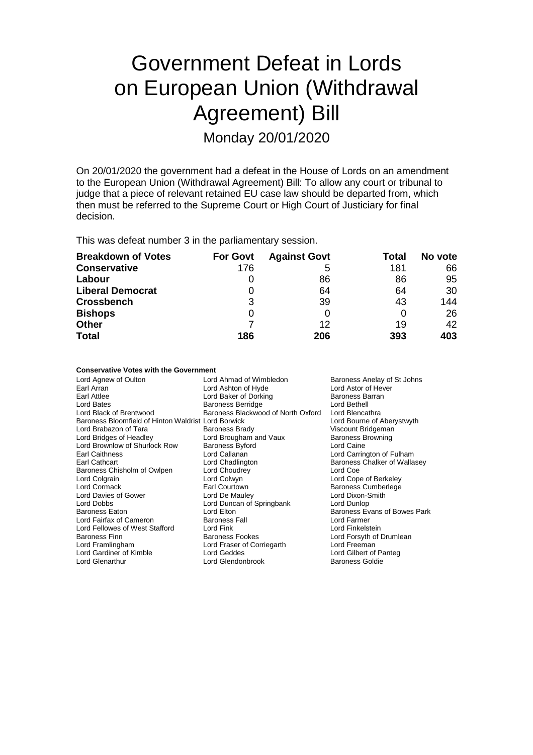# Government Defeat in Lords on European Union (Withdrawal Agreement) Bill

Monday 20/01/2020

On 20/01/2020 the government had a defeat in the House of Lords on an amendment to the European Union (Withdrawal Agreement) Bill: To allow any court or tribunal to judge that a piece of relevant retained EU case law should be departed from, which then must be referred to the Supreme Court or High Court of Justiciary for final decision.

This was defeat number 3 in the parliamentary session.

| Breakdown of Votes | For Govt | Against Govt | Total | No vote |
|---|---|---|---|---|
| **Conservative** | 176 | 5 | 181 | 66 |
| **Labour** | 0 | 86 | 86 | 95 |
| **Liberal Democrat** | 0 | 64 | 64 | 30 |
| **Crossbench** | 3 | 39 | 43 | 144 |
| **Bishops** | 0 | 0 | 0 | 26 |
| **Other** | 7 | 12 | 19 | 42 |
| **Total** | **186** | **206** | **393** | **403** |

**Conservative Votes with the Government**

| | | |
|---|---|---|
| Lord Agnew of Oulton | Lord Ahmad of Wimbledon | Baroness Anelay of St Johns |
| Earl Arran | Lord Ashton of Hyde | Lord Astor of Hever |
| Earl Attlee | Lord Baker of Dorking | Baroness Barran |
| Lord Bates | Baroness Berridge | Lord Bethell |
| Lord Black of Brentwood | Baroness Blackwood of North Oxford | Lord Blencathra |
| Baroness Bloomfield of Hinton Waldrist | Lord Borwick | Lord Bourne of Aberystwyth |
| Lord Brabazon of Tara | Baroness Brady | Viscount Bridgeman |
| Lord Bridges of Headley | Lord Brougham and Vaux | Baroness Browning |
| Lord Brownlow of Shurlock Row | Baroness Byford | Lord Caine |
| Earl Caithness | Lord Callanan | Lord Carrington of Fulham |
| Earl Cathcart | Lord Chadlington | Baroness Chalker of Wallasey |
| Baroness Chisholm of Owlpen | Lord Choudrey | Lord Coe |
| Lord Colgrain | Lord Colwyn | Lord Cope of Berkeley |
| Lord Cormack | Earl Courtown | Baroness Cumberlege |
| Lord Davies of Gower | Lord De Mauley | Lord Dixon-Smith |
| Lord Dobbs | Lord Duncan of Springbank | Lord Dunlop |
| Baroness Eaton | Lord Elton | Baroness Evans of Bowes Park |
| Lord Fairfax of Cameron | Baroness Fall | Lord Farmer |
| Lord Fellowes of West Stafford | Lord Fink | Lord Finkelstein |
| Baroness Finn | Baroness Fookes | Lord Forsyth of Drumlean |
| Lord Framlingham | Lord Fraser of Corriegarth | Lord Freeman |
| Lord Gardiner of Kimble | Lord Geddes | Lord Gilbert of Panteg |
| Lord Glenarthur | Lord Glendonbrook | Baroness Goldie |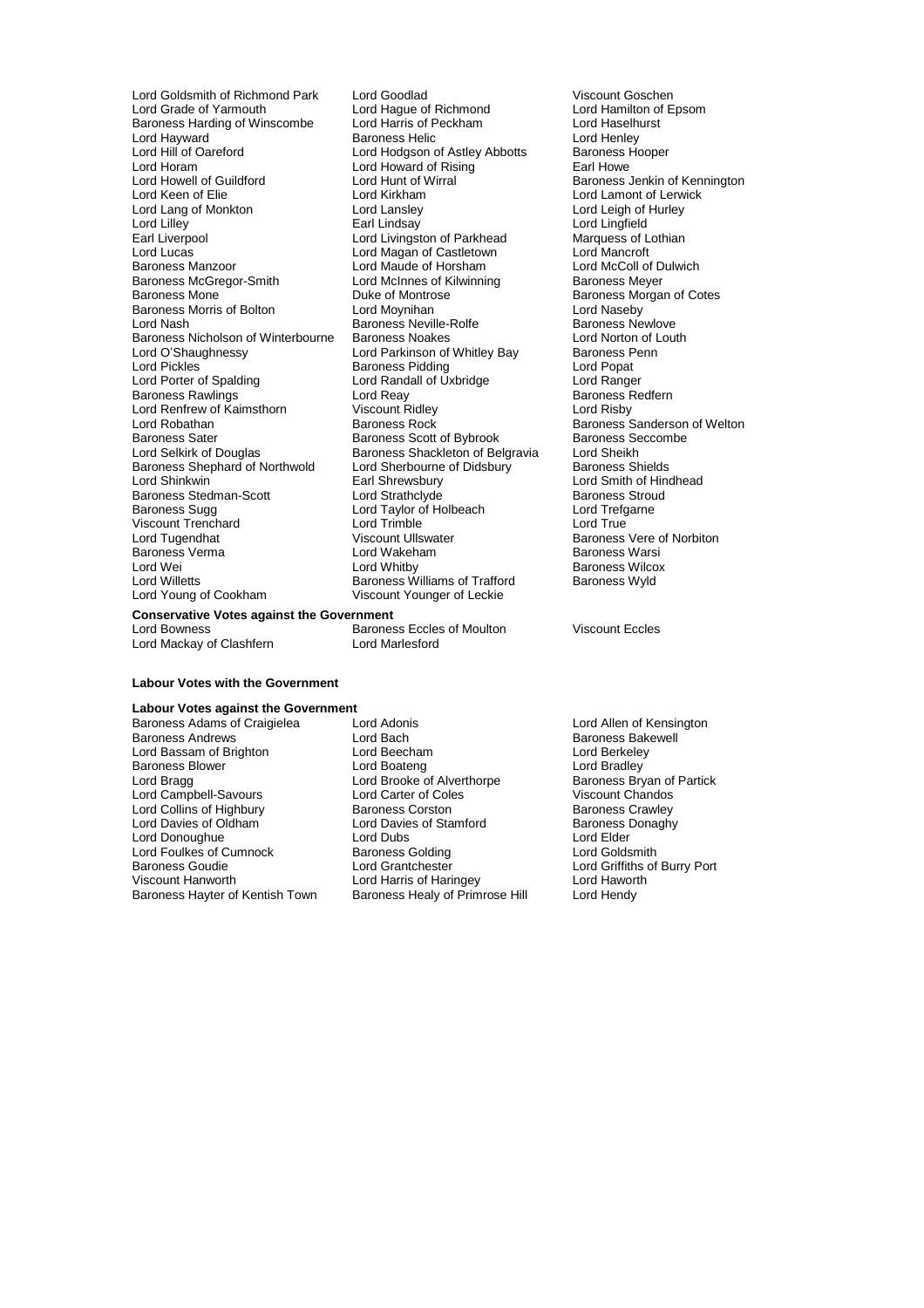Lord Goldsmith of Richmond Park
Lord Goodlad
Viscount Goschen
Lord Grade of Yarmouth
Lord Hague of Richmond
Lord Hamilton of Epsom
Baroness Harding of Winscombe
Lord Harris of Peckham
Lord Haselhurst
Lord Hayward
Baroness Helic
Lord Henley
Lord Hill of Oareford
Lord Hodgson of Astley Abbotts
Baroness Hooper
Lord Horam
Lord Howard of Rising
Earl Howe
Lord Howell of Guildford
Lord Hunt of Wirral
Baroness Jenkin of Kennington
Lord Keen of Elie
Lord Kirkham
Lord Lamont of Lerwick
Lord Lang of Monkton
Lord Lansley
Lord Leigh of Hurley
Lord Lilley
Earl Lindsay
Lord Lingfield
Earl Liverpool
Lord Livingston of Parkhead
Marquess of Lothian
Lord Lucas
Lord Magan of Castletown
Lord Mancroft
Baroness Manzoor
Lord Maude of Horsham
Lord McColl of Dulwich
Baroness McGregor-Smith
Lord McInnes of Kilwinning
Baroness Meyer
Baroness Mone
Duke of Montrose
Baroness Morgan of Cotes
Baroness Morris of Bolton
Lord Moynihan
Lord Naseby
Lord Nash
Baroness Neville-Rolfe
Baroness Newlove
Baroness Nicholson of Winterbourne
Baroness Noakes
Lord Norton of Louth
Lord O'Shaughnessy
Lord Parkinson of Whitley Bay
Baroness Penn
Lord Pickles
Baroness Pidding
Lord Popat
Lord Porter of Spalding
Lord Randall of Uxbridge
Lord Ranger
Baroness Rawlings
Lord Reay
Baroness Redfern
Lord Renfrew of Kaimsthorn
Viscount Ridley
Lord Risby
Lord Robathan
Baroness Rock
Baroness Sanderson of Welton
Baroness Sater
Baroness Scott of Bybrook
Baroness Seccombe
Lord Selkirk of Douglas
Baroness Shackleton of Belgravia
Lord Sheikh
Baroness Shephard of Northwold
Lord Sherbourne of Didsbury
Baroness Shields
Lord Shinkwin
Earl Shrewsbury
Lord Smith of Hindhead
Baroness Stedman-Scott
Lord Strathclyde
Baroness Stroud
Baroness Sugg
Lord Taylor of Holbeach
Lord Trefgarne
Viscount Trenchard
Lord Trimble
Lord True
Lord Tugendhat
Viscount Ullswater
Baroness Vere of Norbiton
Baroness Verma
Lord Wakeham
Baroness Warsi
Lord Wei
Lord Whitby
Baroness Wilcox
Lord Willetts
Baroness Williams of Trafford
Baroness Wyld
Lord Young of Cookham
Viscount Younger of Leckie

**Conservative Votes against the Government**

Lord Bowness
Baroness Eccles of Moulton
Viscount Eccles
Lord Mackay of Clashfern
Lord Marlesford

**Labour Votes with the Government**

**Labour Votes against the Government**

Baroness Adams of Craigielea
Lord Adonis
Lord Allen of Kensington
Baroness Andrews
Lord Bach
Baroness Bakewell
Lord Bassam of Brighton
Lord Beecham
Lord Berkeley
Baroness Blower
Lord Boateng
Lord Bradley
Lord Bragg
Lord Brooke of Alverthorpe
Baroness Bryan of Partick
Lord Campbell-Savours
Lord Carter of Coles
Viscount Chandos
Lord Collins of Highbury
Baroness Corston
Baroness Crawley
Lord Davies of Oldham
Lord Davies of Stamford
Baroness Donaghy
Lord Donoughue
Lord Dubs
Lord Elder
Lord Foulkes of Cumnock
Baroness Golding
Lord Goldsmith
Baroness Goudie
Lord Grantchester
Lord Griffiths of Burry Port
Viscount Hanworth
Lord Harris of Haringey
Lord Haworth
Baroness Hayter of Kentish Town
Baroness Healy of Primrose Hill
Lord Hendy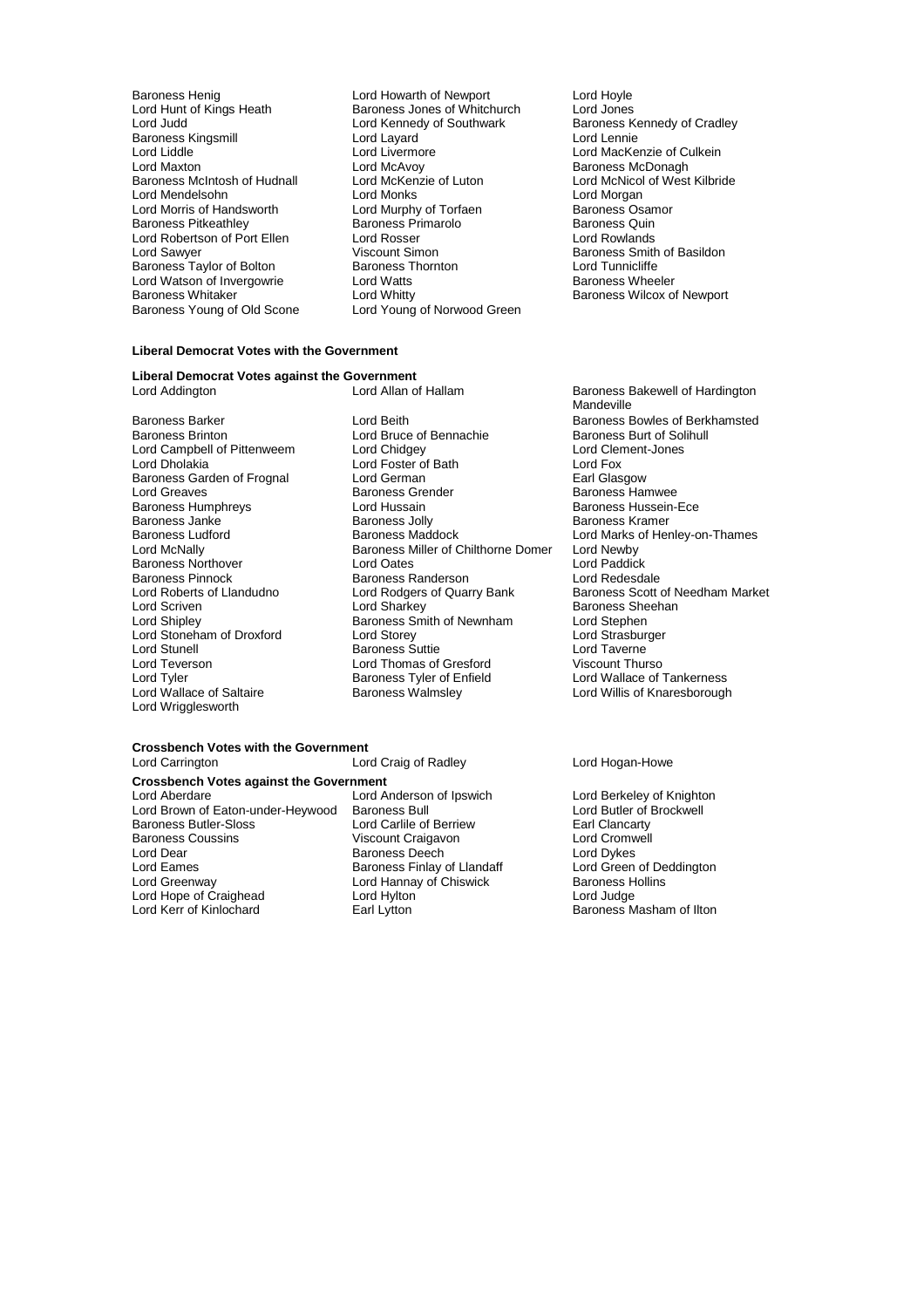Baroness Henig
Lord Howarth of Newport
Lord Hoyle
Lord Hunt of Kings Heath
Baroness Jones of Whitchurch
Lord Jones
Lord Judd
Lord Kennedy of Southwark
Baroness Kennedy of Cradley
Baroness Kingsmill
Lord Layard
Lord Lennie
Lord Liddle
Lord Livermore
Lord MacKenzie of Culkein
Lord Maxton
Lord McAvoy
Baroness McDonagh
Baroness McIntosh of Hudnall
Lord McKenzie of Luton
Lord McNicol of West Kilbride
Lord Mendelsohn
Lord Monks
Lord Morgan
Lord Morris of Handsworth
Lord Murphy of Torfaen
Baroness Osamor
Baroness Pitkeathley
Baroness Primarolo
Baroness Quin
Lord Robertson of Port Ellen
Lord Rosser
Lord Rowlands
Lord Sawyer
Viscount Simon
Baroness Smith of Basildon
Baroness Taylor of Bolton
Baroness Thornton
Lord Tunnicliffe
Lord Watson of Invergowrie
Lord Watts
Baroness Wheeler
Baroness Whitaker
Lord Whitty
Baroness Wilcox of Newport
Baroness Young of Old Scone
Lord Young of Norwood Green

**Liberal Democrat Votes with the Government**

**Liberal Democrat Votes against the Government**

Lord Addington
Lord Allan of Hallam
Baroness Bakewell of Hardington Mandeville
Baroness Barker
Lord Beith
Baroness Bowles of Berkhamsted
Baroness Brinton
Lord Bruce of Bennachie
Baroness Burt of Solihull
Lord Campbell of Pittenweem
Lord Chidgey
Lord Clement-Jones
Lord Dholakia
Lord Foster of Bath
Lord Fox
Baroness Garden of Frognal
Lord German
Earl Glasgow
Lord Greaves
Baroness Grender
Baroness Hamwee
Baroness Humphreys
Lord Hussain
Baroness Hussein-Ece
Baroness Janke
Baroness Jolly
Baroness Kramer
Baroness Ludford
Baroness Maddock
Lord Marks of Henley-on-Thames
Lord McNally
Baroness Miller of Chilthorne Domer
Lord Newby
Baroness Northover
Lord Oates
Lord Paddick
Baroness Pinnock
Baroness Randerson
Lord Redesdale
Lord Roberts of Llandudno
Lord Rodgers of Quarry Bank
Baroness Scott of Needham Market
Lord Scriven
Lord Sharkey
Baroness Sheehan
Lord Shipley
Baroness Smith of Newnham
Lord Stephen
Lord Stoneham of Droxford
Lord Storey
Lord Strasburger
Lord Stunell
Baroness Suttie
Lord Taverne
Lord Teverson
Lord Thomas of Gresford
Viscount Thurso
Lord Tyler
Baroness Tyler of Enfield
Lord Wallace of Tankerness
Lord Wallace of Saltaire
Baroness Walmsley
Lord Willis of Knaresborough
Lord Wrigglesworth

**Crossbench Votes with the Government**

Lord Carrington
Lord Craig of Radley
Lord Hogan-Howe

**Crossbench Votes against the Government**

Lord Aberdare
Lord Anderson of Ipswich
Lord Berkeley of Knighton
Lord Brown of Eaton-under-Heywood
Baroness Bull
Lord Butler of Brockwell
Baroness Butler-Sloss
Lord Carlile of Berriew
Earl Clancarty
Baroness Coussins
Viscount Craigavon
Lord Cromwell
Lord Dear
Baroness Deech
Lord Dykes
Lord Eames
Baroness Finlay of Llandaff
Lord Green of Deddington
Lord Greenway
Lord Hannay of Chiswick
Baroness Hollins
Lord Hope of Craighead
Lord Hylton
Lord Judge
Lord Kerr of Kinlochard
Earl Lytton
Baroness Masham of Ilton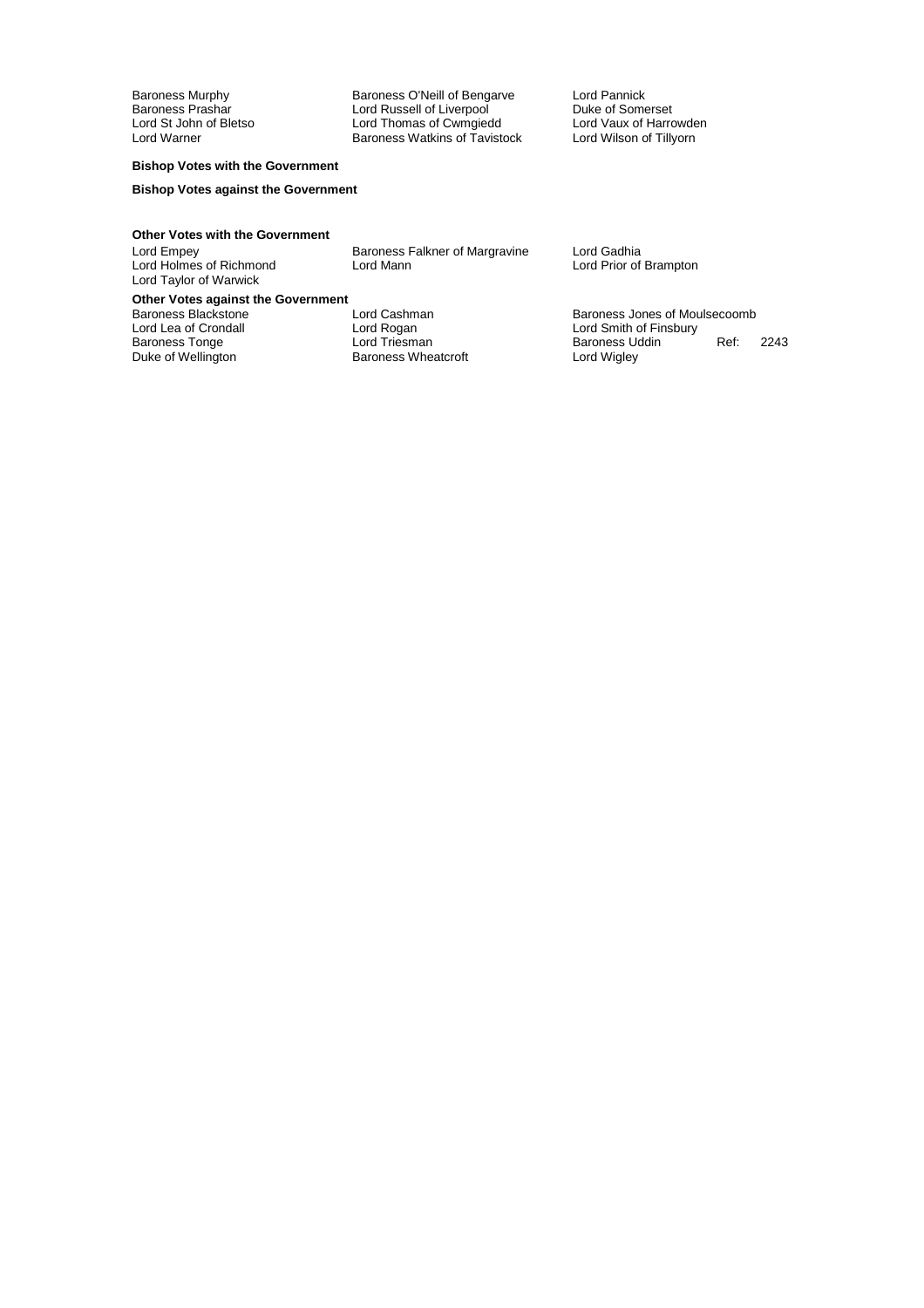| | | |
|---|---|---|
| Baroness Murphy | Baroness O'Neill of Bengarve | Lord Pannick |
| Baroness Prashar | Lord Russell of Liverpool | Duke of Somerset |
| Lord St John of Bletso | Lord Thomas of Cwmgiedd | Lord Vaux of Harrowden |
| Lord Warner | Baroness Watkins of Tavistock | Lord Wilson of Tillyorn |

**Bishop Votes with the Government**

**Bishop Votes against the Government**

**Other Votes with the Government**

| | | |
|---|---|---|
| Lord Empey | Baroness Falkner of Margravine | Lord Gadhia |
| Lord Holmes of Richmond | Lord Mann | Lord Prior of Brampton |
| Lord Taylor of Warwick | | |

**Other Votes against the Government**

| | | |
|---|---|---|
| Baroness Blackstone | Lord Cashman | Baroness Jones of Moulsecoomb |
| Lord Lea of Crondall | Lord Rogan | Lord Smith of Finsbury |
| Baroness Tonge | Lord Triesman | Baroness Uddin |
| Duke of Wellington | Baroness Wheatcroft | Lord Wigley |

Ref: 2243